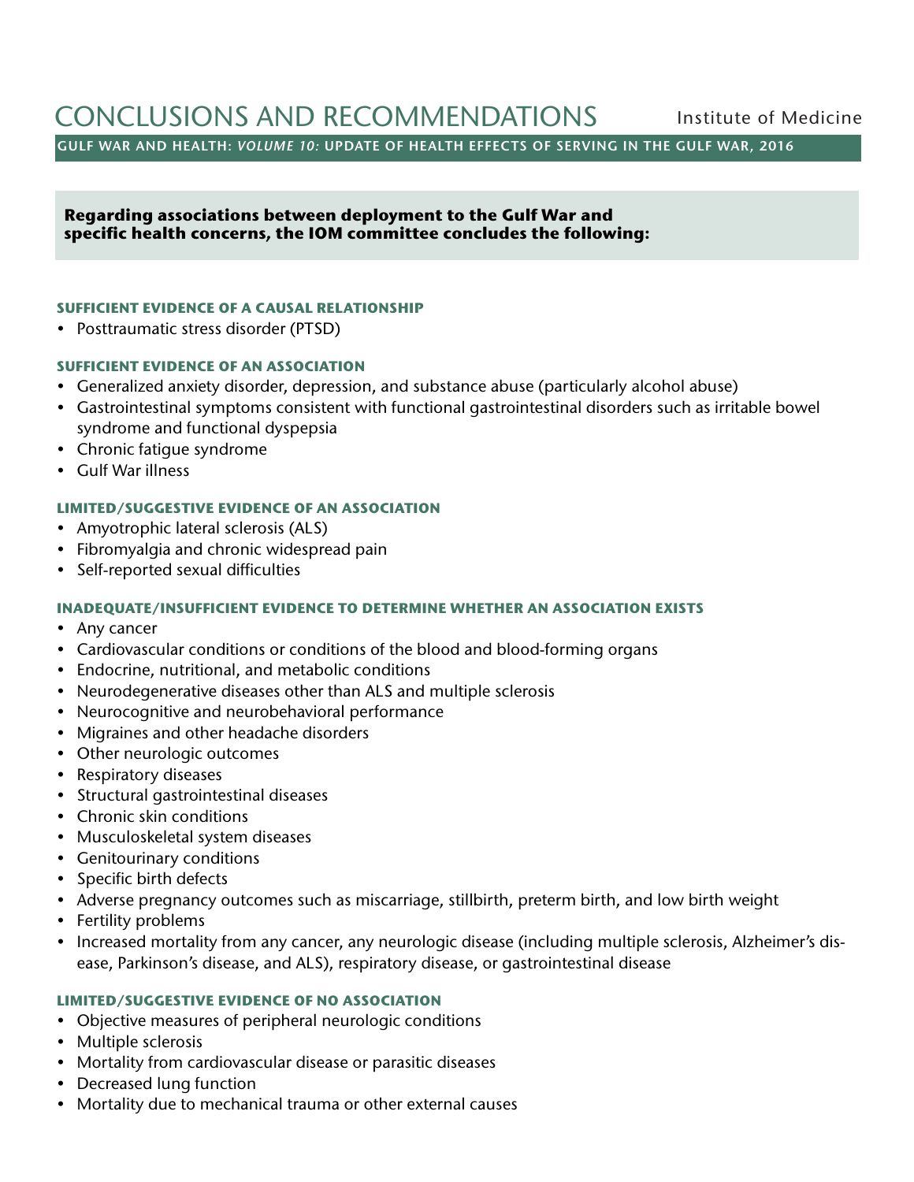# CONCLUSIONS AND RECOMMENDATIONS

Institute of Medicine

**GULF WAR AND HEALTH:** ***VOLUME 10:*** **UPDATE OF HEALTH EFFECTS OF SERVING IN THE GULF WAR, 2016**

**Regarding associations between deployment to the Gulf War and specific health concerns, the IOM committee concludes the following:**

### SUFFICIENT EVIDENCE OF A CAUSAL RELATIONSHIP

- Posttraumatic stress disorder (PTSD)

### SUFFICIENT EVIDENCE OF AN ASSOCIATION

- Generalized anxiety disorder, depression, and substance abuse (particularly alcohol abuse)
- Gastrointestinal symptoms consistent with functional gastrointestinal disorders such as irritable bowel syndrome and functional dyspepsia
- Chronic fatigue syndrome
- Gulf War illness

### LIMITED/SUGGESTIVE EVIDENCE OF AN ASSOCIATION

- Amyotrophic lateral sclerosis (ALS)
- Fibromyalgia and chronic widespread pain
- Self-reported sexual difficulties

### INADEQUATE/INSUFFICIENT EVIDENCE TO DETERMINE WHETHER AN ASSOCIATION EXISTS

- Any cancer
- Cardiovascular conditions or conditions of the blood and blood-forming organs
- Endocrine, nutritional, and metabolic conditions
- Neurodegenerative diseases other than ALS and multiple sclerosis
- Neurocognitive and neurobehavioral performance
- Migraines and other headache disorders
- Other neurologic outcomes
- Respiratory diseases
- Structural gastrointestinal diseases
- Chronic skin conditions
- Musculoskeletal system diseases
- Genitourinary conditions
- Specific birth defects
- Adverse pregnancy outcomes such as miscarriage, stillbirth, preterm birth, and low birth weight
- Fertility problems
- Increased mortality from any cancer, any neurologic disease (including multiple sclerosis, Alzheimer's disease, Parkinson's disease, and ALS), respiratory disease, or gastrointestinal disease

### LIMITED/SUGGESTIVE EVIDENCE OF NO ASSOCIATION

- Objective measures of peripheral neurologic conditions
- Multiple sclerosis
- Mortality from cardiovascular disease or parasitic diseases
- Decreased lung function
- Mortality due to mechanical trauma or other external causes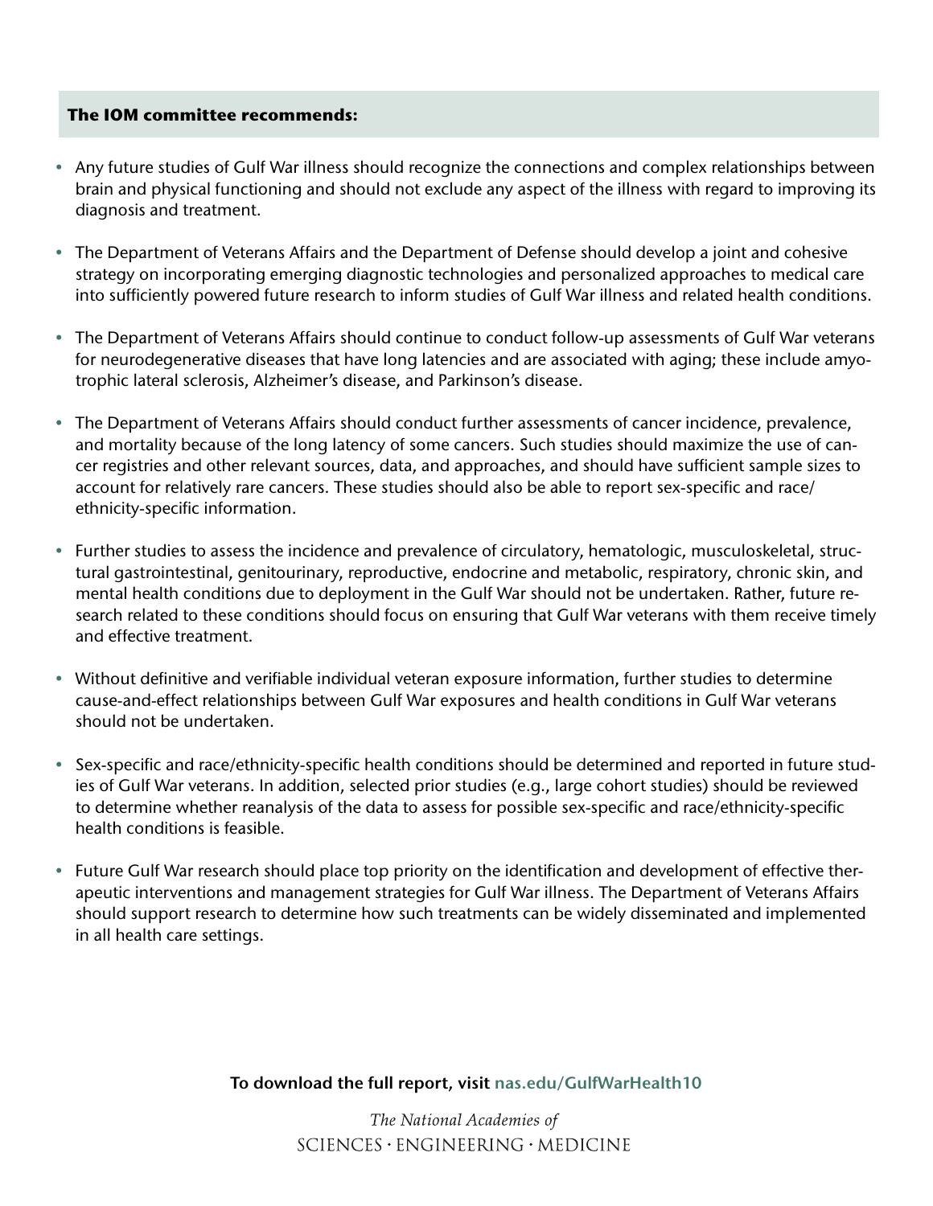**The IOM committee recommends:**

- Any future studies of Gulf War illness should recognize the connections and complex relationships between brain and physical functioning and should not exclude any aspect of the illness with regard to improving its diagnosis and treatment.
- The Department of Veterans Affairs and the Department of Defense should develop a joint and cohesive strategy on incorporating emerging diagnostic technologies and personalized approaches to medical care into sufficiently powered future research to inform studies of Gulf War illness and related health conditions.
- The Department of Veterans Affairs should continue to conduct follow-up assessments of Gulf War veterans for neurodegenerative diseases that have long latencies and are associated with aging; these include amyotrophic lateral sclerosis, Alzheimer's disease, and Parkinson's disease.
- The Department of Veterans Affairs should conduct further assessments of cancer incidence, prevalence, and mortality because of the long latency of some cancers. Such studies should maximize the use of cancer registries and other relevant sources, data, and approaches, and should have sufficient sample sizes to account for relatively rare cancers. These studies should also be able to report sex-specific and race/ethnicity-specific information.
- Further studies to assess the incidence and prevalence of circulatory, hematologic, musculoskeletal, structural gastrointestinal, genitourinary, reproductive, endocrine and metabolic, respiratory, chronic skin, and mental health conditions due to deployment in the Gulf War should not be undertaken. Rather, future research related to these conditions should focus on ensuring that Gulf War veterans with them receive timely and effective treatment.
- Without definitive and verifiable individual veteran exposure information, further studies to determine cause-and-effect relationships between Gulf War exposures and health conditions in Gulf War veterans should not be undertaken.
- Sex-specific and race/ethnicity-specific health conditions should be determined and reported in future studies of Gulf War veterans. In addition, selected prior studies (e.g., large cohort studies) should be reviewed to determine whether reanalysis of the data to assess for possible sex-specific and race/ethnicity-specific health conditions is feasible.
- Future Gulf War research should place top priority on the identification and development of effective therapeutic interventions and management strategies for Gulf War illness. The Department of Veterans Affairs should support research to determine how such treatments can be widely disseminated and implemented in all health care settings.

**To download the full report, visit nas.edu/GulfWarHealth10**

*The National Academies of*
SCIENCES · ENGINEERING · MEDICINE